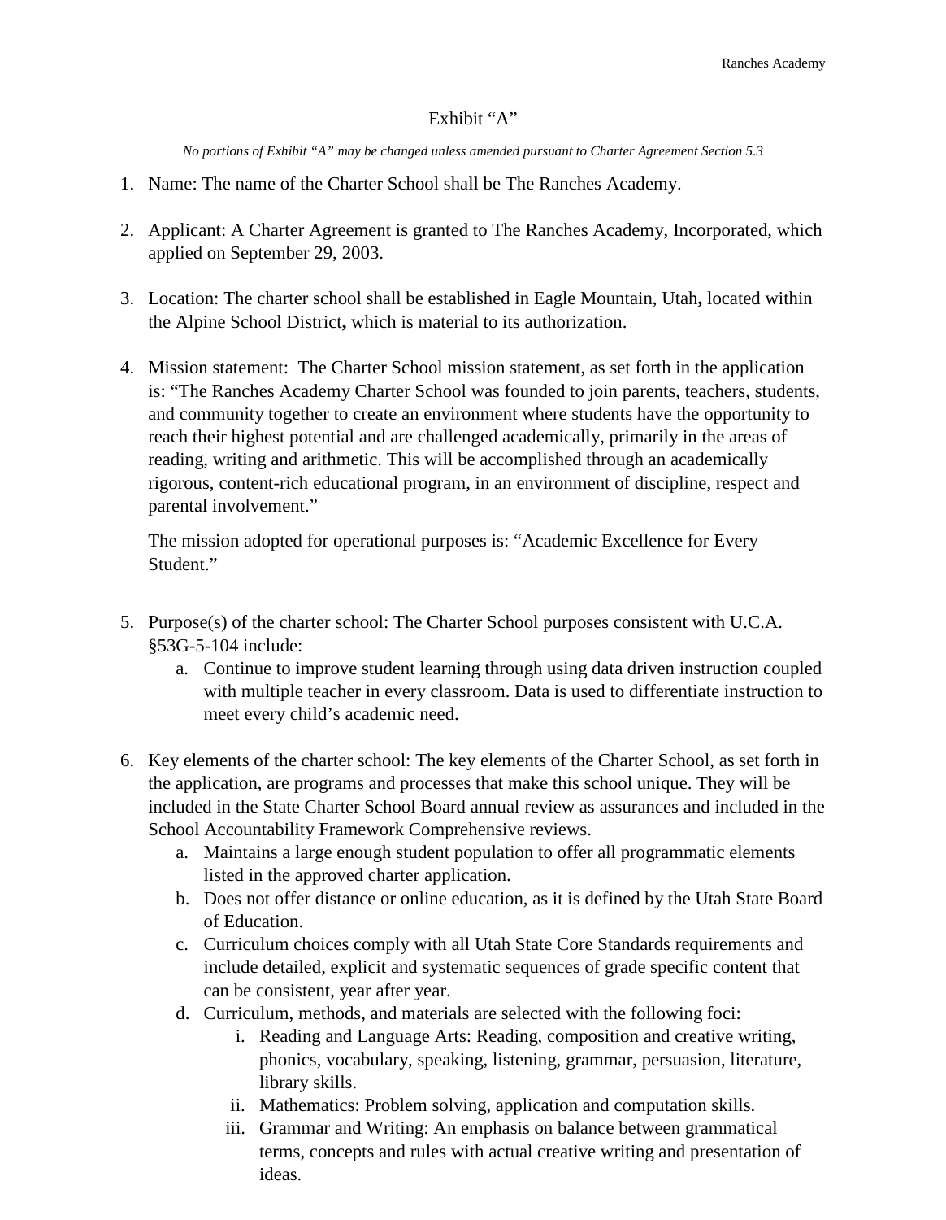# Exhibit "A"

*No portions of Exhibit "A" may be changed unless amended pursuant to Charter Agreement Section 5.3*

1. Name: The name of the Charter School shall be The Ranches Academy.

2. Applicant: A Charter Agreement is granted to The Ranches Academy, Incorporated, which applied on September 29, 2003.

3. Location: The charter school shall be established in Eagle Mountain, Utah**,** located within the Alpine School District**,** which is material to its authorization.

4. Mission statement: The Charter School mission statement, as set forth in the application is: "The Ranches Academy Charter School was founded to join parents, teachers, students, and community together to create an environment where students have the opportunity to reach their highest potential and are challenged academically, primarily in the areas of reading, writing and arithmetic. This will be accomplished through an academically rigorous, content-rich educational program, in an environment of discipline, respect and parental involvement."

   The mission adopted for operational purposes is: "Academic Excellence for Every Student."

5. Purpose(s) of the charter school: The Charter School purposes consistent with U.C.A. §53G-5-104 include:
   a. Continue to improve student learning through using data driven instruction coupled with multiple teacher in every classroom. Data is used to differentiate instruction to meet every child's academic need.

6. Key elements of the charter school: The key elements of the Charter School, as set forth in the application, are programs and processes that make this school unique. They will be included in the State Charter School Board annual review as assurances and included in the School Accountability Framework Comprehensive reviews.
   a. Maintains a large enough student population to offer all programmatic elements listed in the approved charter application.
   b. Does not offer distance or online education, as it is defined by the Utah State Board of Education.
   c. Curriculum choices comply with all Utah State Core Standards requirements and include detailed, explicit and systematic sequences of grade specific content that can be consistent, year after year.
   d. Curriculum, methods, and materials are selected with the following foci:
      i. Reading and Language Arts: Reading, composition and creative writing, phonics, vocabulary, speaking, listening, grammar, persuasion, literature, library skills.
      ii. Mathematics: Problem solving, application and computation skills.
      iii. Grammar and Writing: An emphasis on balance between grammatical terms, concepts and rules with actual creative writing and presentation of ideas.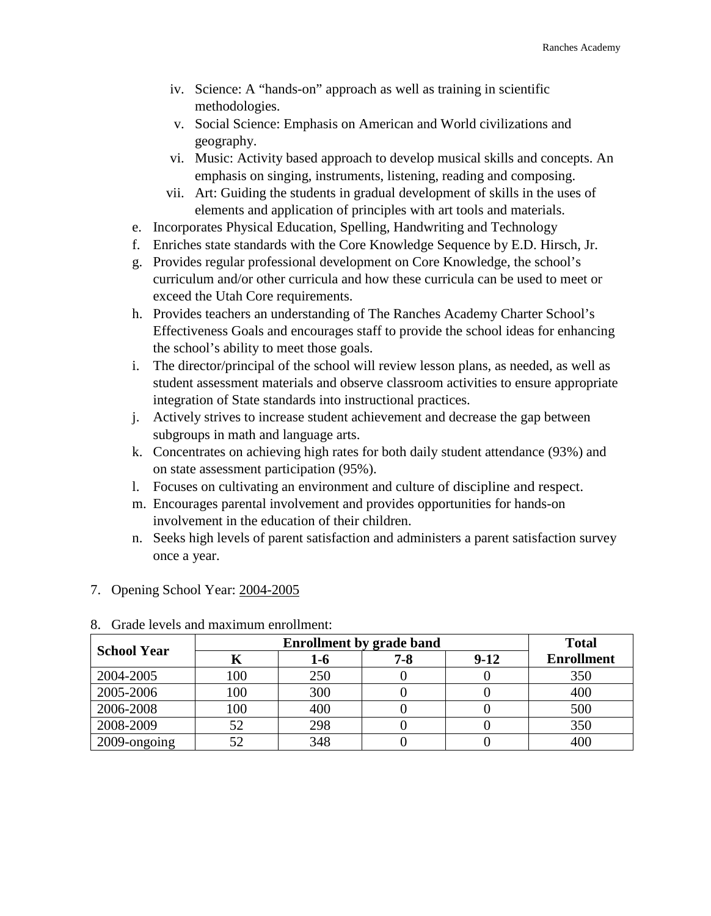iv. Science: A "hands-on" approach as well as training in scientific methodologies.
   v. Social Science: Emphasis on American and World civilizations and geography.
   vi. Music: Activity based approach to develop musical skills and concepts. An emphasis on singing, instruments, listening, reading and composing.
   vii. Art: Guiding the students in gradual development of skills in the uses of elements and application of principles with art tools and materials.

e. Incorporates Physical Education, Spelling, Handwriting and Technology
f. Enriches state standards with the Core Knowledge Sequence by E.D. Hirsch, Jr.
g. Provides regular professional development on Core Knowledge, the school's curriculum and/or other curricula and how these curricula can be used to meet or exceed the Utah Core requirements.
h. Provides teachers an understanding of The Ranches Academy Charter School's Effectiveness Goals and encourages staff to provide the school ideas for enhancing the school's ability to meet those goals.
i. The director/principal of the school will review lesson plans, as needed, as well as student assessment materials and observe classroom activities to ensure appropriate integration of State standards into instructional practices.
j. Actively strives to increase student achievement and decrease the gap between subgroups in math and language arts.
k. Concentrates on achieving high rates for both daily student attendance (93%) and on state assessment participation (95%).
l. Focuses on cultivating an environment and culture of discipline and respect.
m. Encourages parental involvement and provides opportunities for hands-on involvement in the education of their children.
n. Seeks high levels of parent satisfaction and administers a parent satisfaction survey once a year.

7. Opening School Year: 2004-2005

8. Grade levels and maximum enrollment:

| School Year | Enrollment by grade band | | | | Total Enrollment |
|---|---|---|---|---|---|
| | K | 1-6 | 7-8 | 9-12 | |
| 2004-2005 | 100 | 250 | 0 | 0 | 350 |
| 2005-2006 | 100 | 300 | 0 | 0 | 400 |
| 2006-2008 | 100 | 400 | 0 | 0 | 500 |
| 2008-2009 | 52 | 298 | 0 | 0 | 350 |
| 2009-ongoing | 52 | 348 | 0 | 0 | 400 |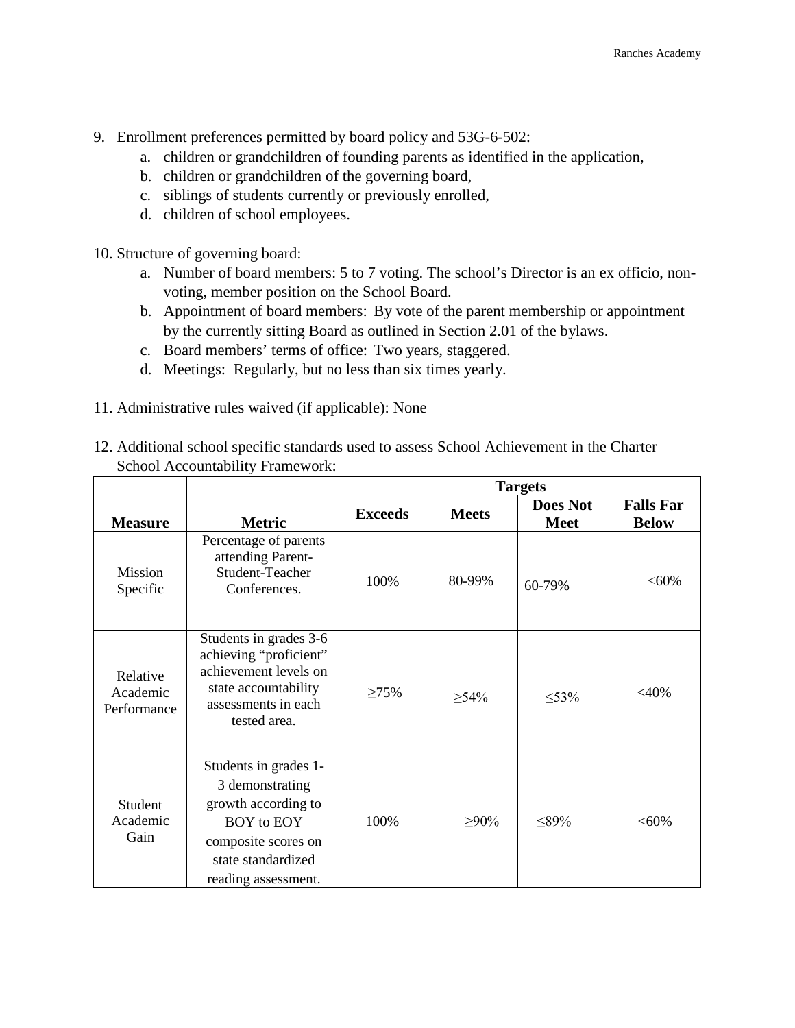9. Enrollment preferences permitted by board policy and 53G-6-502:
    a. children or grandchildren of founding parents as identified in the application,
    b. children or grandchildren of the governing board,
    c. siblings of students currently or previously enrolled,
    d. children of school employees.

10. Structure of governing board:
    a. Number of board members: 5 to 7 voting. The school's Director is an ex officio, non-voting, member position on the School Board.
    b. Appointment of board members: By vote of the parent membership or appointment by the currently sitting Board as outlined in Section 2.01 of the bylaws.
    c. Board members' terms of office: Two years, staggered.
    d. Meetings: Regularly, but no less than six times yearly.

11. Administrative rules waived (if applicable): None

12. Additional school specific standards used to assess School Achievement in the Charter School Accountability Framework:

| | | Targets | | | |
|---|---|---|---|---|---|
| **Measure** | **Metric** | **Exceeds** | **Meets** | **Does Not Meet** | **Falls Far Below** |
| Mission Specific | Percentage of parents attending Parent-Student-Teacher Conferences. | 100% | 80-99% | 60-79% | <60% |
| Relative Academic Performance | Students in grades 3-6 achieving "proficient" achievement levels on state accountability assessments in each tested area. | ≥75% | ≥54% | ≤53% | <40% |
| Student Academic Gain | Students in grades 1-3 demonstrating growth according to BOY to EOY composite scores on state standardized reading assessment. | 100% | ≥90% | ≤89% | <60% |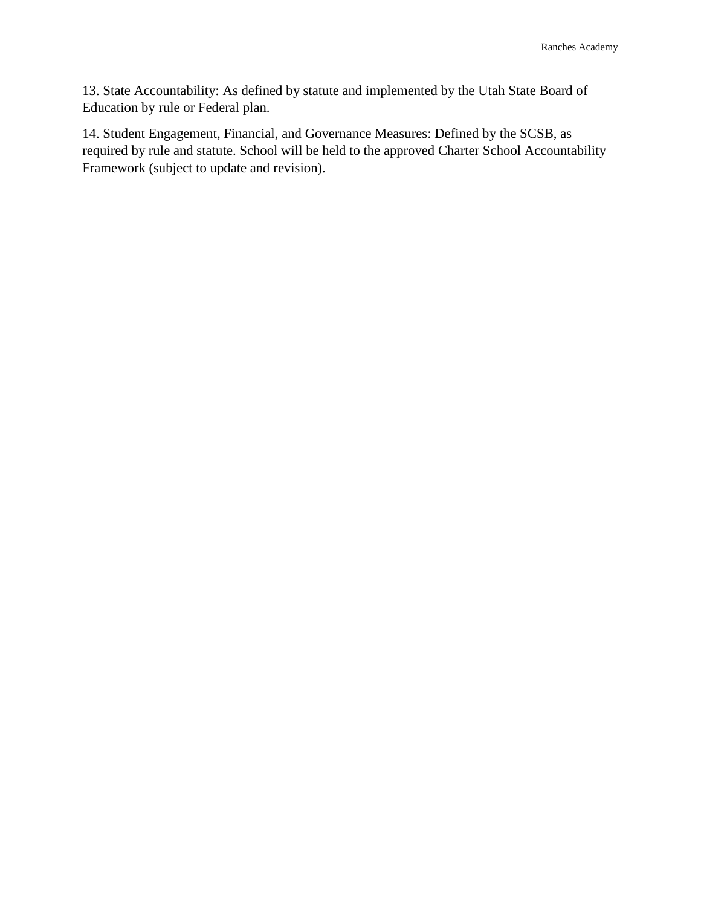13. State Accountability: As defined by statute and implemented by the Utah State Board of Education by rule or Federal plan.

14. Student Engagement, Financial, and Governance Measures: Defined by the SCSB, as required by rule and statute. School will be held to the approved Charter School Accountability Framework (subject to update and revision).